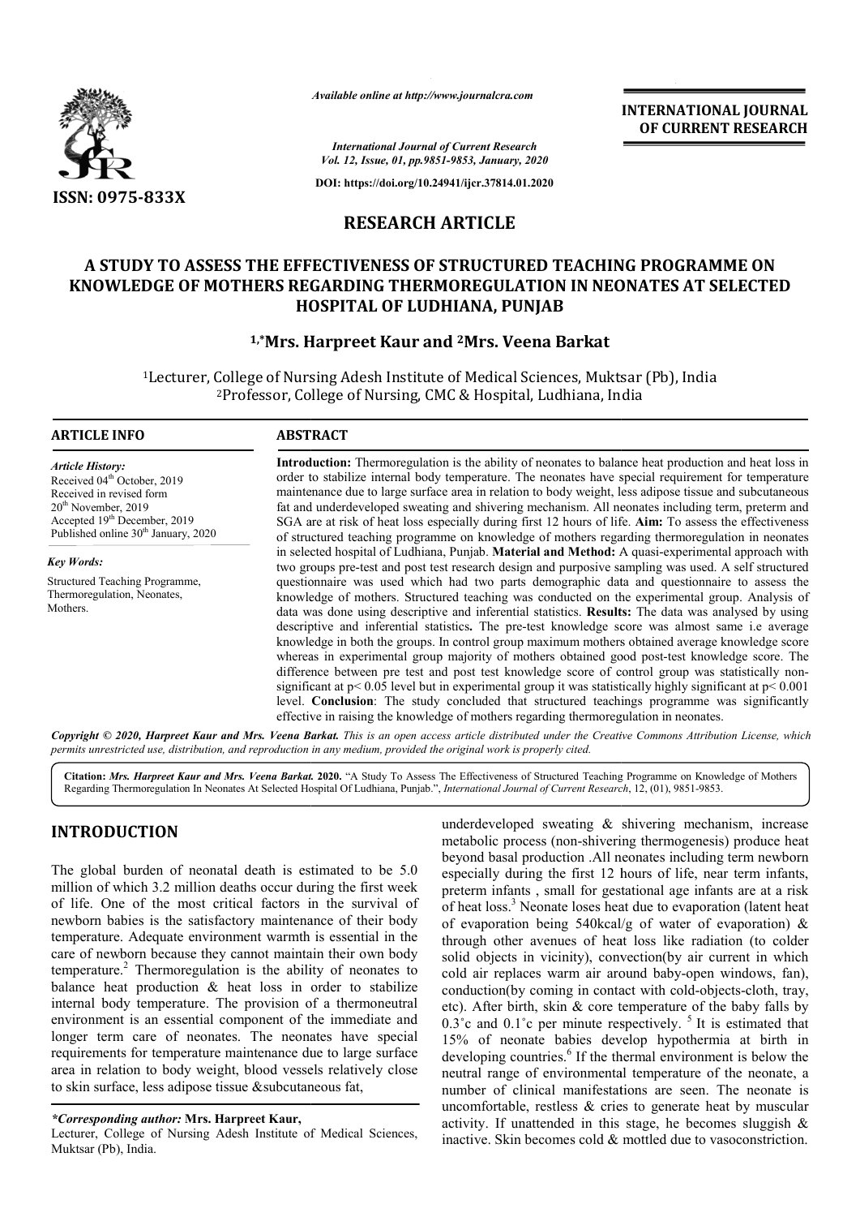*Available online at http://www.journalcra.com*

*International Journal of Current Research*
*Vol. 12, Issue, 01, pp.9851-9853, January, 2020*

**DOI: https://doi.org/10.24941/ijcr.37814.01.2020**

**INTERNATIONAL JOURNAL OF CURRENT RESEARCH**

ISSN: 0975-833X

## RESEARCH ARTICLE

# A STUDY TO ASSESS THE EFFECTIVENESS OF STRUCTURED TEACHING PROGRAMME ON KNOWLEDGE OF MOTHERS REGARDING THERMOREGULATION IN NEONATES AT SELECTED HOSPITAL OF LUDHIANA, PUNJAB

**[1,*]Mrs. Harpreet Kaur and [2]Mrs. Veena Barkat**

[1]Lecturer, College of Nursing Adesh Institute of Medical Sciences, Muktsar (Pb), India
[2]Professor, College of Nursing, CMC & Hospital, Ludhiana, India

**ARTICLE INFO**

*Article History:*
Received 04[th] October, 2019
Received in revised form 20[th] November, 2019
Accepted 19[th] December, 2019
Published online 30[th] January, 2020

*Key Words:*
Structured Teaching Programme, Thermoregulation, Neonates, Mothers.

**ABSTRACT**

**Introduction:** Thermoregulation is the ability of neonates to balance heat production and heat loss in order to stabilize internal body temperature. The neonates have special requirement for temperature maintenance due to large surface area in relation to body weight, less adipose tissue and subcutaneous fat and underdeveloped sweating and shivering mechanism. All neonates including term, preterm and SGA are at risk of heat loss especially during first 12 hours of life. **Aim:** To assess the effectiveness of structured teaching programme on knowledge of mothers regarding thermoregulation in neonates in selected hospital of Ludhiana, Punjab. **Material and Method:** A quasi-experimental approach with two groups pre-test and post test research design and purposive sampling was used. A self structured questionnaire was used which had two parts demographic data and questionnaire to assess the knowledge of mothers. Structured teaching was conducted on the experimental group. Analysis of data was done using descriptive and inferential statistics. **Results:** The data was analysed by using descriptive and inferential statistics**.** The pre-test knowledge score was almost same i.e average knowledge in both the groups. In control group maximum mothers obtained average knowledge score whereas in experimental group majority of mothers obtained good post-test knowledge score. The difference between pre test and post test knowledge score of control group was statistically non-significant at $p< 0.05$ level but in experimental group it was statistically highly significant at $p< 0.001$ level. **Conclusion**: The study concluded that structured teachings programme was significantly effective in raising the knowledge of mothers regarding thermoregulation in neonates.

*Copyright © 2020, Harpreet Kaur and Mrs. Veena Barkat. This is an open access article distributed under the Creative Commons Attribution License, which permits unrestricted use, distribution, and reproduction in any medium, provided the original work is properly cited.*

**Citation:** *Mrs. Harpreet Kaur and Mrs. Veena Barkat.* **2020.** "A Study To Assess The Effectiveness of Structured Teaching Programme on Knowledge of Mothers Regarding Thermoregulation In Neonates At Selected Hospital Of Ludhiana, Punjab.", *International Journal of Current Research*, 12, (01), 9851-9853.

## INTRODUCTION

The global burden of neonatal death is estimated to be 5.0 million of which 3.2 million deaths occur during the first week of life. One of the most critical factors in the survival of newborn babies is the satisfactory maintenance of their body temperature. Adequate environment warmth is essential in the care of newborn because they cannot maintain their own body temperature.[2] Thermoregulation is the ability of neonates to balance heat production & heat loss in order to stabilize internal body temperature. The provision of a thermoneutral environment is an essential component of the immediate and longer term care of neonates. The neonates have special requirements for temperature maintenance due to large surface area in relation to body weight, blood vessels relatively close to skin surface, less adipose tissue &subcutaneous fat, underdeveloped sweating & shivering mechanism, increase metabolic process (non-shivering thermogenesis) produce heat beyond basal production .All neonates including term newborn especially during the first 12 hours of life, near term infants, preterm infants , small for gestational age infants are at a risk of heat loss.[3] Neonate loses heat due to evaporation (latent heat of evaporation being 540kcal/g of water of evaporation) & through other avenues of heat loss like radiation (to colder solid objects in vicinity), convection(by air current in which cold air replaces warm air around baby-open windows, fan), conduction(by coming in contact with cold-objects-cloth, tray, etc). After birth, skin & core temperature of the baby falls by 0.3˚c and 0.1˚c per minute respectively. [5] It is estimated that 15% of neonate babies develop hypothermia at birth in developing countries.[6] If the thermal environment is below the neutral range of environmental temperature of the neonate, a number of clinical manifestations are seen. The neonate is uncomfortable, restless & cries to generate heat by muscular activity. If unattended in this stage, he becomes sluggish & inactive. Skin becomes cold & mottled due to vasoconstriction.

***Corresponding author:* Mrs. Harpreet Kaur,**
Lecturer, College of Nursing Adesh Institute of Medical Sciences, Muktsar (Pb), India.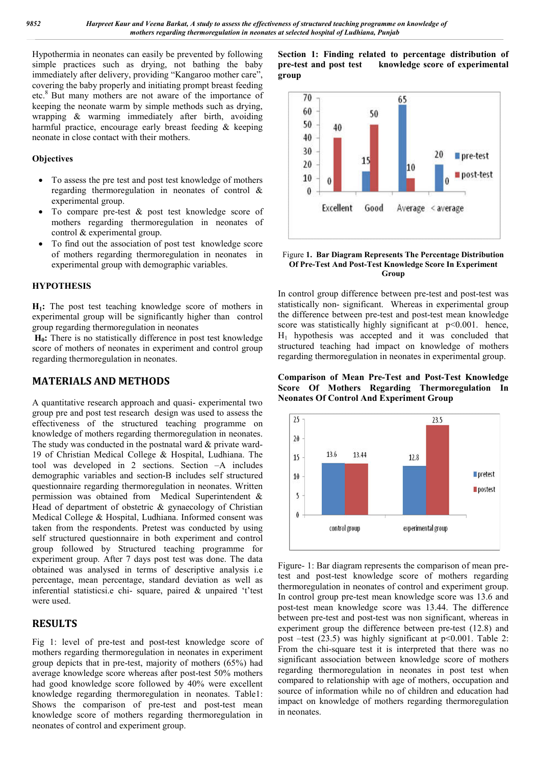Hypothermia in neonates can easily be prevented by following simple practices such as drying, not bathing the baby immediately after delivery, providing "Kangaroo mother care", covering the baby properly and initiating prompt breast feeding etc.[8] But many mothers are not aware of the importance of keeping the neonate warm by simple methods such as drying, wrapping & warming immediately after birth, avoiding harmful practice, encourage early breast feeding & keeping neonate in close contact with their mothers.

### Objectives

- To assess the pre test and post test knowledge of mothers regarding thermoregulation in neonates of control & experimental group.
- To compare pre-test & post test knowledge score of mothers regarding thermoregulation in neonates of control & experimental group.
- To find out the association of post test knowledge score of mothers regarding thermoregulation in neonates in experimental group with demographic variables.

### HYPOTHESIS

**$H_1$:** The post test teaching knowledge score of mothers in experimental group will be significantly higher than control group regarding thermoregulation in neonates

**$H_0$:** There is no statistically difference in post test knowledge score of mothers of neonates in experiment and control group regarding thermoregulation in neonates.

## MATERIALS AND METHODS

A quantitative research approach and quasi- experimental two group pre and post test research design was used to assess the effectiveness of the structured teaching programme on knowledge of mothers regarding thermoregulation in neonates. The study was conducted in the postnatal ward & private ward-19 of Christian Medical College & Hospital, Ludhiana. The tool was developed in 2 sections. Section –A includes demographic variables and section-B includes self structured questionnaire regarding thermoregulation in neonates. Written permission was obtained from Medical Superintendent & Head of department of obstetric & gynaecology of Christian Medical College & Hospital, Ludhiana. Informed consent was taken from the respondents. Pretest was conducted by using self structured questionnaire in both experiment and control group followed by Structured teaching programme for experiment group. After 7 days post test was done. The data obtained was analysed in terms of descriptive analysis i.e percentage, mean percentage, standard deviation as well as inferential statisticsi.e chi- square, paired & unpaired 't'test were used.

## RESULTS

Fig 1: level of pre-test and post-test knowledge score of mothers regarding thermoregulation in neonates in experiment group depicts that in pre-test, majority of mothers (65%) had average knowledge score whereas after post-test 50% mothers had good knowledge score followed by 40% were excellent knowledge regarding thermoregulation in neonates. Table1: Shows the comparison of pre-test and post-test mean knowledge score of mothers regarding thermoregulation in neonates of control and experiment group.

**Section 1: Finding related to percentage distribution of pre-test and post test knowledge score of experimental group**

| | Excellent | Good | Average | < average |
|---|---|---|---|---|
| pre-test | 0 | 15 | 65 | 20 |
| post-test | 40 | 50 | 10 | 0 |

Figure **1. Bar Diagram Represents The Percentage Distribution Of Pre-Test And Post-Test Knowledge Score In Experiment Group**

In control group difference between pre-test and post-test was statistically non- significant. Whereas in experimental group the difference between pre-test and post-test mean knowledge score was statistically highly significant at $p<0.001$. hence, $H_1$ hypothesis was accepted and it was concluded that structured teaching had impact on knowledge of mothers regarding thermoregulation in neonates in experimental group.

**Comparison of Mean Pre-Test and Post-Test Knowledge Score Of Mothers Regarding Thermoregulation In Neonates Of Control And Experiment Group**

| | control group | experimental group |
|---|---|---|
| pretest | 13.6 | 12.8 |
| postest | 13.44 | 23.5 |

Figure- 1: Bar diagram represents the comparison of mean pre-test and post-test knowledge score of mothers regarding thermoregulation in neonates of control and experiment group. In control group pre-test mean knowledge score was 13.6 and post-test mean knowledge score was 13.44. The difference between pre-test and post-test was non significant, whereas in experiment group the difference between pre-test (12.8) and post –test (23.5) was highly significant at $p<0.001$. Table 2: From the chi-square test it is interpreted that there was no significant association between knowledge score of mothers regarding thermoregulation in neonates in post test when compared to relationship with age of mothers, occupation and source of information while no of children and education had impact on knowledge of mothers regarding thermoregulation in neonates.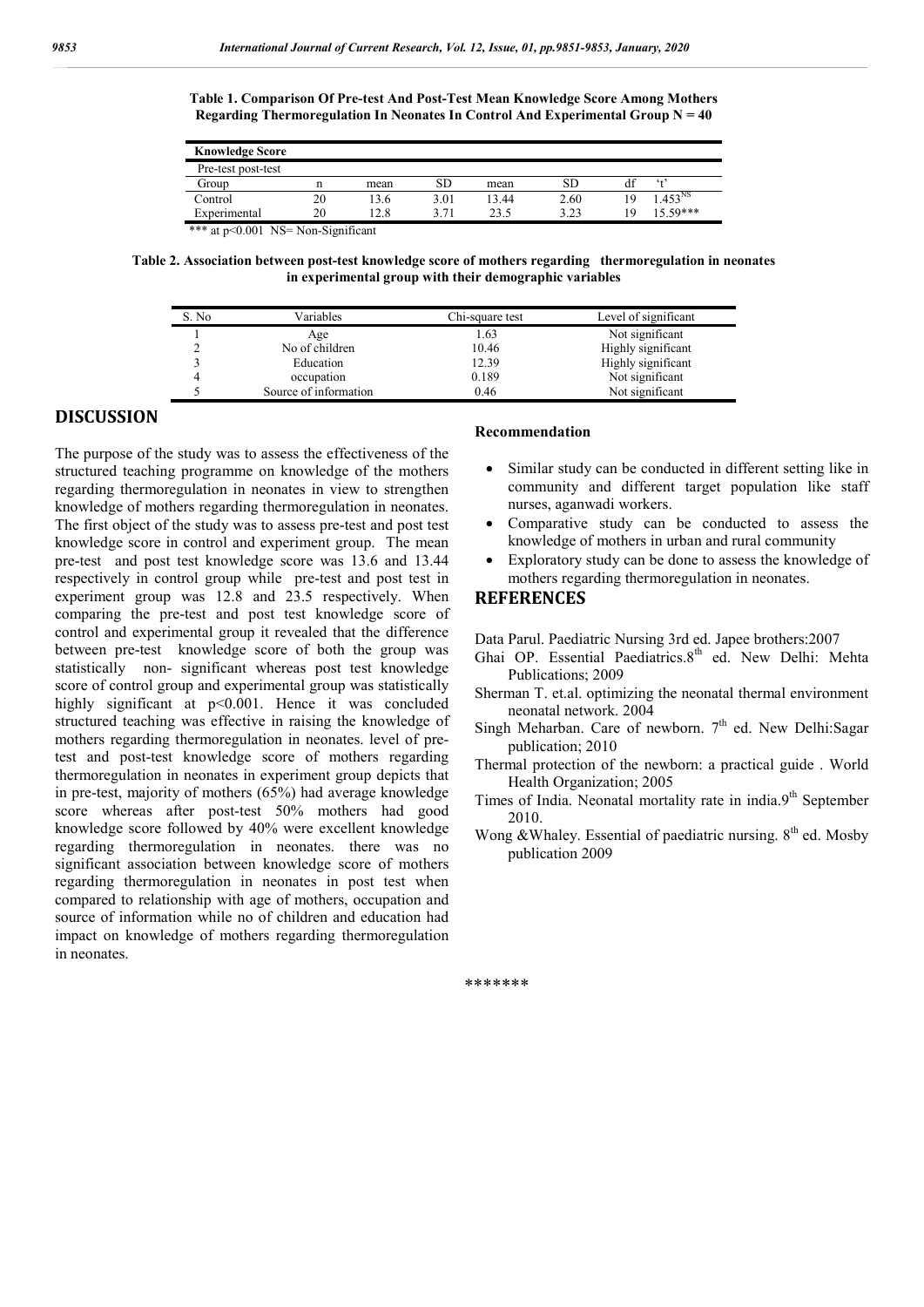**Table 1. Comparison Of Pre-test And Post-Test Mean Knowledge Score Among Mothers Regarding Thermoregulation In Neonates In Control And Experimental Group N = 40**

| Knowledge Score | | | | | | | |
|---|---|---|---|---|---|---|---|
| Pre-test post-test | | | | | | | |
| Group | n | mean | SD | mean | SD | df | 't' |
| Control | 20 | 13.6 | 3.01 | 13.44 | 2.60 | 19 | 1.453[NS] |
| Experimental | 20 | 12.8 | 3.71 | 23.5 | 3.23 | 19 | 15.59*** |

*** at $p<0.001$ NS= Non-Significant

**Table 2. Association between post-test knowledge score of mothers regarding thermoregulation in neonates in experimental group with their demographic variables**

| S. No | Variables | Chi-square test | Level of significant |
|---|---|---|---|
| 1 | Age | 1.63 | Not significant |
| 2 | No of children | 10.46 | Highly significant |
| 3 | Education | 12.39 | Highly significant |
| 4 | occupation | 0.189 | Not significant |
| 5 | Source of information | 0.46 | Not significant |

## DISCUSSION

The purpose of the study was to assess the effectiveness of the structured teaching programme on knowledge of the mothers regarding thermoregulation in neonates in view to strengthen knowledge of mothers regarding thermoregulation in neonates. The first object of the study was to assess pre-test and post test knowledge score in control and experiment group. The mean pre-test and post test knowledge score was 13.6 and 13.44 respectively in control group while pre-test and post test in experiment group was 12.8 and 23.5 respectively. When comparing the pre-test and post test knowledge score of control and experimental group it revealed that the difference between pre-test knowledge score of both the group was statistically non- significant whereas post test knowledge score of control group and experimental group was statistically highly significant at $p<0.001$. Hence it was concluded structured teaching was effective in raising the knowledge of mothers regarding thermoregulation in neonates. level of pre-test and post-test knowledge score of mothers regarding thermoregulation in neonates in experiment group depicts that in pre-test, majority of mothers (65%) had average knowledge score whereas after post-test 50% mothers had good knowledge score followed by 40% were excellent knowledge regarding thermoregulation in neonates. there was no significant association between knowledge score of mothers regarding thermoregulation in neonates in post test when compared to relationship with age of mothers, occupation and source of information while no of children and education had impact on knowledge of mothers regarding thermoregulation in neonates.

### Recommendation

- Similar study can be conducted in different setting like in community and different target population like staff nurses, aganwadi workers.
- Comparative study can be conducted to assess the knowledge of mothers in urban and rural community
- Exploratory study can be done to assess the knowledge of mothers regarding thermoregulation in neonates.

## REFERENCES

Data Parul. Paediatric Nursing 3rd ed. Japee brothers:2007

Ghai OP. Essential Paediatrics.8th ed. New Delhi: Mehta Publications; 2009

Sherman T. et.al. optimizing the neonatal thermal environment neonatal network. 2004

Singh Meharban. Care of newborn. 7th ed. New Delhi:Sagar publication; 2010

Thermal protection of the newborn: a practical guide . World Health Organization; 2005

Times of India. Neonatal mortality rate in india.9th September 2010.

Wong &Whaley. Essential of paediatric nursing. 8th ed. Mosby publication 2009

*******